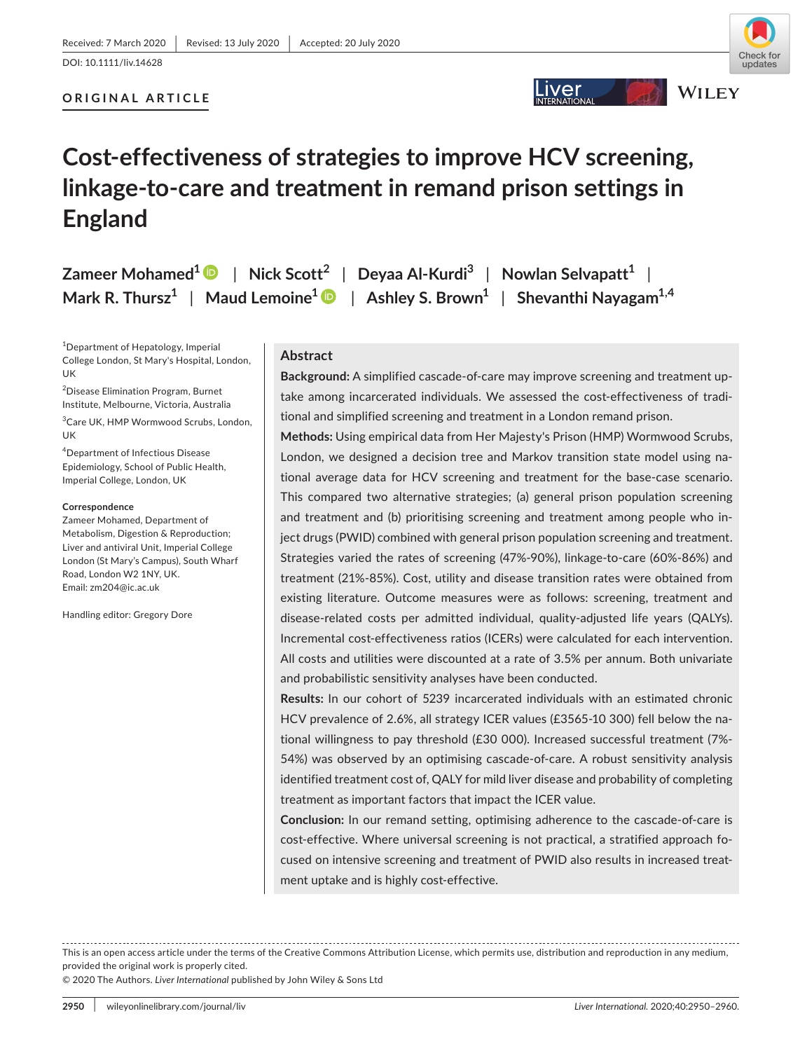Received: 7 March 2020 | Revised: 13 July 2020 | Accepted: 20 July 2020

DOI: 10.1111/liv.14628

**ORIGINAL ARTICLE**

# Cost-effectiveness of strategies to improve HCV screening, linkage-to-care and treatment in remand prison settings in England

Zameer Mohamed[1] | Nick Scott[2] | Deyaa Al-Kurdi[3] | Nowlan Selvapatt[1] | Mark R. Thursz[1] | Maud Lemoine[1] | Ashley S. Brown[1] | Shevanthi Nayagam[1,4]

[1]Department of Hepatology, Imperial College London, St Mary's Hospital, London, UK

[2]Disease Elimination Program, Burnet Institute, Melbourne, Victoria, Australia

[3]Care UK, HMP Wormwood Scrubs, London, UK

[4]Department of Infectious Disease Epidemiology, School of Public Health, Imperial College, London, UK

**Correspondence**
Zameer Mohamed, Department of Metabolism, Digestion & Reproduction; Liver and antiviral Unit, Imperial College London (St Mary's Campus), South Wharf Road, London W2 1NY, UK.
Email: zm204@ic.ac.uk

Handling editor: Gregory Dore

## Abstract

**Background:** A simplified cascade-of-care may improve screening and treatment uptake among incarcerated individuals. We assessed the cost-effectiveness of traditional and simplified screening and treatment in a London remand prison.

**Methods:** Using empirical data from Her Majesty's Prison (HMP) Wormwood Scrubs, London, we designed a decision tree and Markov transition state model using national average data for HCV screening and treatment for the base-case scenario. This compared two alternative strategies; (a) general prison population screening and treatment and (b) prioritising screening and treatment among people who inject drugs (PWID) combined with general prison population screening and treatment. Strategies varied the rates of screening (47%-90%), linkage-to-care (60%-86%) and treatment (21%-85%). Cost, utility and disease transition rates were obtained from existing literature. Outcome measures were as follows: screening, treatment and disease-related costs per admitted individual, quality-adjusted life years (QALYs). Incremental cost-effectiveness ratios (ICERs) were calculated for each intervention. All costs and utilities were discounted at a rate of 3.5% per annum. Both univariate and probabilistic sensitivity analyses have been conducted.

**Results:** In our cohort of 5239 incarcerated individuals with an estimated chronic HCV prevalence of 2.6%, all strategy ICER values (£3565-10 300) fell below the national willingness to pay threshold (£30 000). Increased successful treatment (7%-54%) was observed by an optimising cascade-of-care. A robust sensitivity analysis identified treatment cost of, QALY for mild liver disease and probability of completing treatment as important factors that impact the ICER value.

**Conclusion:** In our remand setting, optimising adherence to the cascade-of-care is cost-effective. Where universal screening is not practical, a stratified approach focused on intensive screening and treatment of PWID also results in increased treatment uptake and is highly cost-effective.

---

This is an open access article under the terms of the Creative Commons Attribution License, which permits use, distribution and reproduction in any medium, provided the original work is properly cited.

© 2020 The Authors. *Liver International* published by John Wiley & Sons Ltd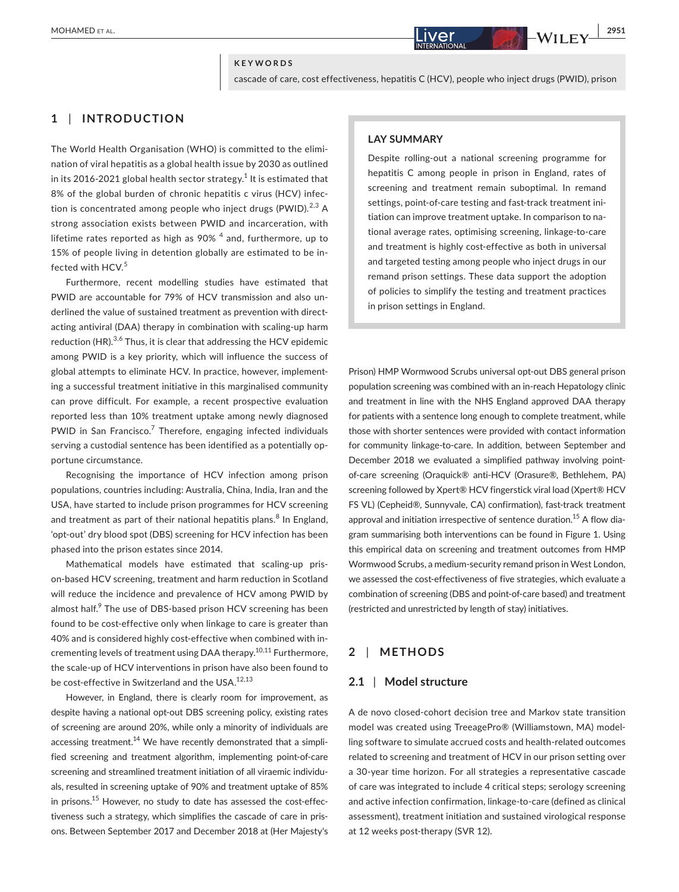**KEYWORDS**

cascade of care, cost effectiveness, hepatitis C (HCV), people who inject drugs (PWID), prison

## 1 | INTRODUCTION

The World Health Organisation (WHO) is committed to the elimination of viral hepatitis as a global health issue by 2030 as outlined in its 2016-2021 global health sector strategy.[1] It is estimated that 8% of the global burden of chronic hepatitis c virus (HCV) infection is concentrated among people who inject drugs (PWID).[2,3] A strong association exists between PWID and incarceration, with lifetime rates reported as high as 90% [4] and, furthermore, up to 15% of people living in detention globally are estimated to be infected with HCV.[5]

Furthermore, recent modelling studies have estimated that PWID are accountable for 79% of HCV transmission and also underlined the value of sustained treatment as prevention with direct-acting antiviral (DAA) therapy in combination with scaling-up harm reduction (HR).[3,6] Thus, it is clear that addressing the HCV epidemic among PWID is a key priority, which will influence the success of global attempts to eliminate HCV. In practice, however, implementing a successful treatment initiative in this marginalised community can prove difficult. For example, a recent prospective evaluation reported less than 10% treatment uptake among newly diagnosed PWID in San Francisco.[7] Therefore, engaging infected individuals serving a custodial sentence has been identified as a potentially opportune circumstance.

Recognising the importance of HCV infection among prison populations, countries including: Australia, China, India, Iran and the USA, have started to include prison programmes for HCV screening and treatment as part of their national hepatitis plans.[8] In England, 'opt-out' dry blood spot (DBS) screening for HCV infection has been phased into the prison estates since 2014.

Mathematical models have estimated that scaling-up prison-based HCV screening, treatment and harm reduction in Scotland will reduce the incidence and prevalence of HCV among PWID by almost half.[9] The use of DBS-based prison HCV screening has been found to be cost-effective only when linkage to care is greater than 40% and is considered highly cost-effective when combined with incrementing levels of treatment using DAA therapy.[10,11] Furthermore, the scale-up of HCV interventions in prison have also been found to be cost-effective in Switzerland and the USA.[12,13]

However, in England, there is clearly room for improvement, as despite having a national opt-out DBS screening policy, existing rates of screening are around 20%, while only a minority of individuals are accessing treatment.[14] We have recently demonstrated that a simplified screening and treatment algorithm, implementing point-of-care screening and streamlined treatment initiation of all viraemic individuals, resulted in screening uptake of 90% and treatment uptake of 85% in prisons.[15] However, no study to date has assessed the cost-effectiveness such a strategy, which simplifies the cascade of care in prisons. Between September 2017 and December 2018 at (Her Majesty's Prison) HMP Wormwood Scrubs universal opt-out DBS general prison population screening was combined with an in-reach Hepatology clinic and treatment in line with the NHS England approved DAA therapy for patients with a sentence long enough to complete treatment, while those with shorter sentences were provided with contact information for community linkage-to-care. In addition, between September and December 2018 we evaluated a simplified pathway involving point-of-care screening (Oraquick® anti-HCV (Orasure®, Bethlehem, PA) screening followed by Xpert® HCV fingerstick viral load (Xpert® HCV FS VL) (Cepheid®, Sunnyvale, CA) confirmation), fast-track treatment approval and initiation irrespective of sentence duration.[15] A flow diagram summarising both interventions can be found in Figure 1. Using this empirical data on screening and treatment outcomes from HMP Wormwood Scrubs, a medium-security remand prison in West London, we assessed the cost-effectiveness of five strategies, which evaluate a combination of screening (DBS and point-of-care based) and treatment (restricted and unrestricted by length of stay) initiatives.

**LAY SUMMARY**

Despite rolling-out a national screening programme for hepatitis C among people in prison in England, rates of screening and treatment remain suboptimal. In remand settings, point-of-care testing and fast-track treatment initiation can improve treatment uptake. In comparison to national average rates, optimising screening, linkage-to-care and treatment is highly cost-effective as both in universal and targeted testing among people who inject drugs in our remand prison settings. These data support the adoption of policies to simplify the testing and treatment practices in prison settings in England.

## 2 | METHODS

### 2.1 | Model structure

A de novo closed-cohort decision tree and Markov state transition model was created using TreeagePro® (Williamstown, MA) modelling software to simulate accrued costs and health-related outcomes related to screening and treatment of HCV in our prison setting over a 30-year time horizon. For all strategies a representative cascade of care was integrated to include 4 critical steps; serology screening and active infection confirmation, linkage-to-care (defined as clinical assessment), treatment initiation and sustained virological response at 12 weeks post-therapy (SVR 12).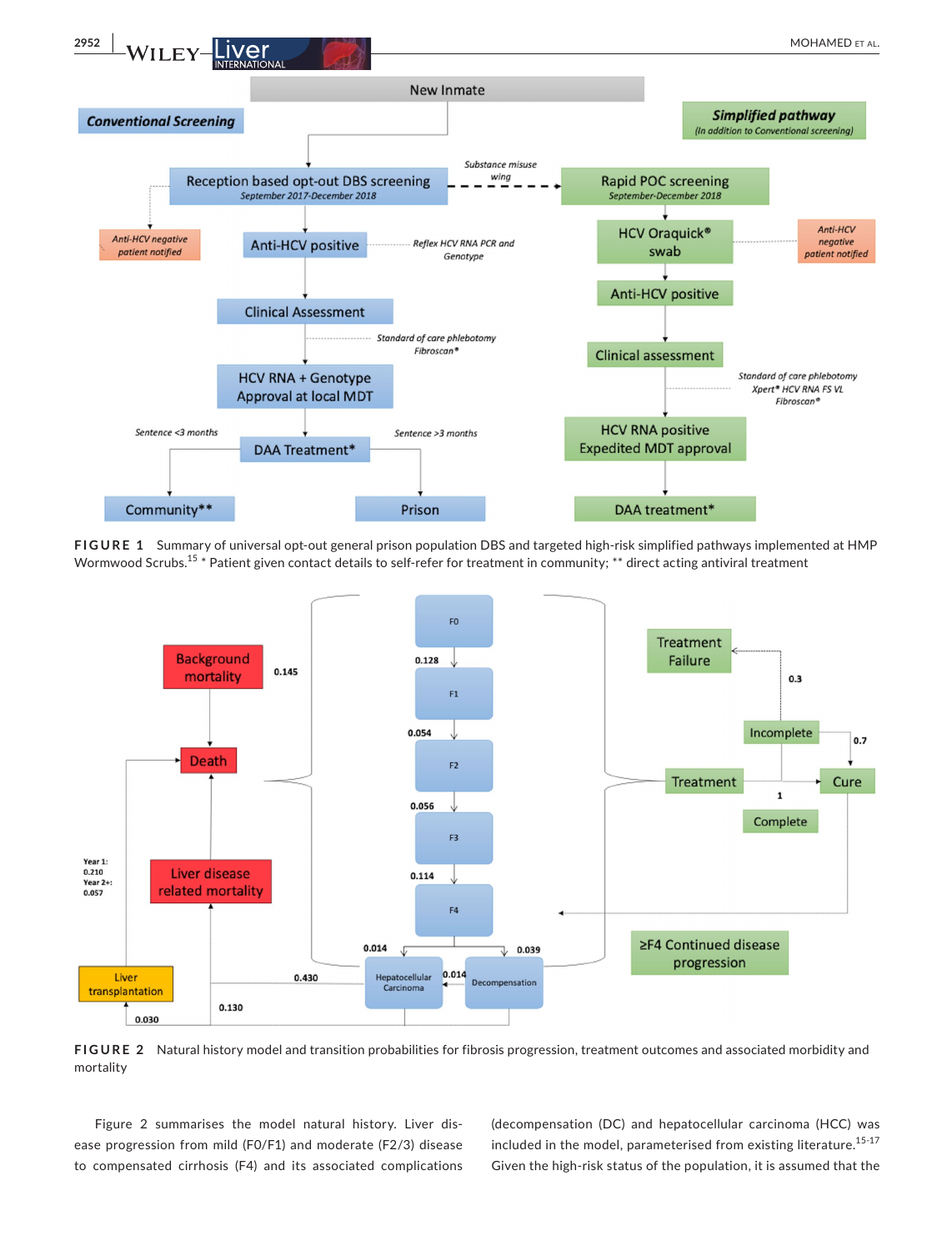FIGURE 1 Summary of universal opt-out general prison population DBS and targeted high-risk simplified pathways implemented at HMP Wormwood Scrubs.[15] * Patient given contact details to self-refer for treatment in community; ** direct acting antiviral treatment

FIGURE 2 Natural history model and transition probabilities for fibrosis progression, treatment outcomes and associated morbidity and mortality

Figure 2 summarises the model natural history. Liver disease progression from mild (F0/F1) and moderate (F2/3) disease to compensated cirrhosis (F4) and its associated complications (decompensation (DC) and hepatocellular carcinoma (HCC) was included in the model, parameterised from existing literature.[15-17] Given the high-risk status of the population, it is assumed that the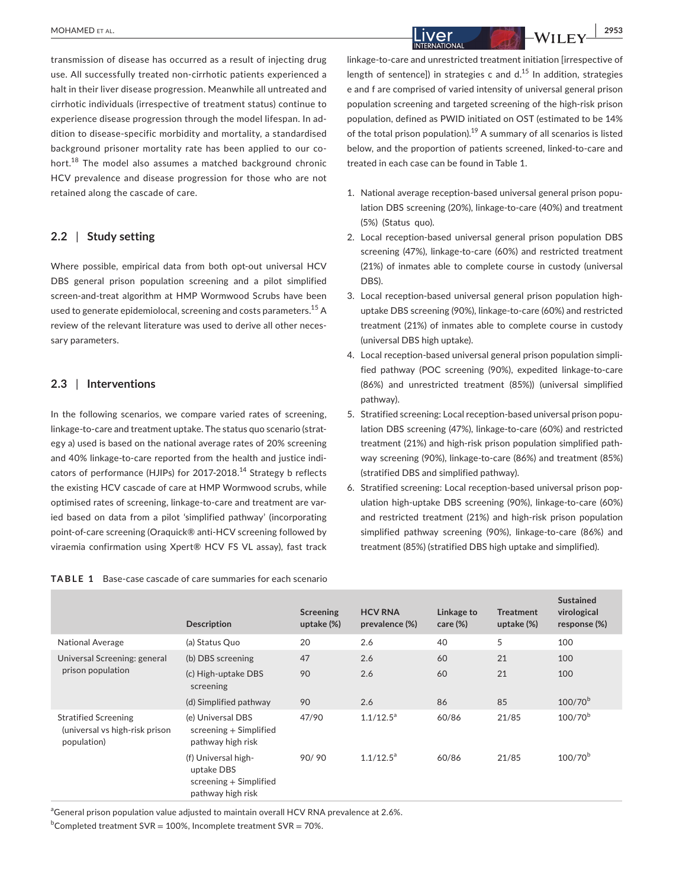transmission of disease has occurred as a result of injecting drug use. All successfully treated non-cirrhotic patients experienced a halt in their liver disease progression. Meanwhile all untreated and cirrhotic individuals (irrespective of treatment status) continue to experience disease progression through the model lifespan. In addition to disease-specific morbidity and mortality, a standardised background prisoner mortality rate has been applied to our cohort.[18] The model also assumes a matched background chronic HCV prevalence and disease progression for those who are not retained along the cascade of care.

### 2.2 | Study setting

Where possible, empirical data from both opt-out universal HCV DBS general prison population screening and a pilot simplified screen-and-treat algorithm at HMP Wormwood Scrubs have been used to generate epidemiolocal, screening and costs parameters.[15] A review of the relevant literature was used to derive all other necessary parameters.

### 2.3 | Interventions

In the following scenarios, we compare varied rates of screening, linkage-to-care and treatment uptake. The status quo scenario (strategy a) used is based on the national average rates of 20% screening and 40% linkage-to-care reported from the health and justice indicators of performance (HJIPs) for 2017-2018.[14] Strategy b reflects the existing HCV cascade of care at HMP Wormwood scrubs, while optimised rates of screening, linkage-to-care and treatment are varied based on data from a pilot 'simplified pathway' (incorporating point-of-care screening (Oraquick® anti-HCV screening followed by viraemia confirmation using Xpert® HCV FS VL assay), fast track linkage-to-care and unrestricted treatment initiation [irrespective of length of sentence]) in strategies c and d.[15] In addition, strategies e and f are comprised of varied intensity of universal general prison population screening and targeted screening of the high-risk prison population, defined as PWID initiated on OST (estimated to be 14% of the total prison population).[19] A summary of all scenarios is listed below, and the proportion of patients screened, linked-to-care and treated in each case can be found in Table 1.

1. National average reception-based universal general prison population DBS screening (20%), linkage-to-care (40%) and treatment (5%) (Status quo).
2. Local reception-based universal general prison population DBS screening (47%), linkage-to-care (60%) and restricted treatment (21%) of inmates able to complete course in custody (universal DBS).
3. Local reception-based universal general prison population high-uptake DBS screening (90%), linkage-to-care (60%) and restricted treatment (21%) of inmates able to complete course in custody (universal DBS high uptake).
4. Local reception-based universal general prison population simplified pathway (POC screening (90%), expedited linkage-to-care (86%) and unrestricted treatment (85%)) (universal simplified pathway).
5. Stratified screening: Local reception-based universal prison population DBS screening (47%), linkage-to-care (60%) and restricted treatment (21%) and high-risk prison population simplified pathway screening (90%), linkage-to-care (86%) and treatment (85%) (stratified DBS and simplified pathway).
6. Stratified screening: Local reception-based universal prison population high-uptake DBS screening (90%), linkage-to-care (60%) and restricted treatment (21%) and high-risk prison population simplified pathway screening (90%), linkage-to-care (86%) and treatment (85%) (stratified DBS high uptake and simplified).

**TABLE 1** Base-case cascade of care summaries for each scenario

| | Description | Screening uptake (%) | HCV RNA prevalence (%) | Linkage to care (%) | Treatment uptake (%) | Sustained virological response (%) |
|---|---|---|---|---|---|---|
| National Average | (a) Status Quo | 20 | 2.6 | 40 | 5 | 100 |
| Universal Screening: general prison population | (b) DBS screening | 47 | 2.6 | 60 | 21 | 100 |
| | (c) High-uptake DBS screening | 90 | 2.6 | 60 | 21 | 100 |
| | (d) Simplified pathway | 90 | 2.6 | 86 | 85 | 100/70[b] |
| Stratified Screening (universal vs high-risk prison population) | (e) Universal DBS screening + Simplified pathway high risk | 47/90 | 1.1/12.5[a] | 60/86 | 21/85 | 100/70[b] |
| | (f) Universal high-uptake DBS screening + Simplified pathway high risk | 90/ 90 | 1.1/12.5[a] | 60/86 | 21/85 | 100/70[b] |

[a]General prison population value adjusted to maintain overall HCV RNA prevalence at 2.6%.
[b]Completed treatment SVR = 100%, Incomplete treatment SVR = 70%.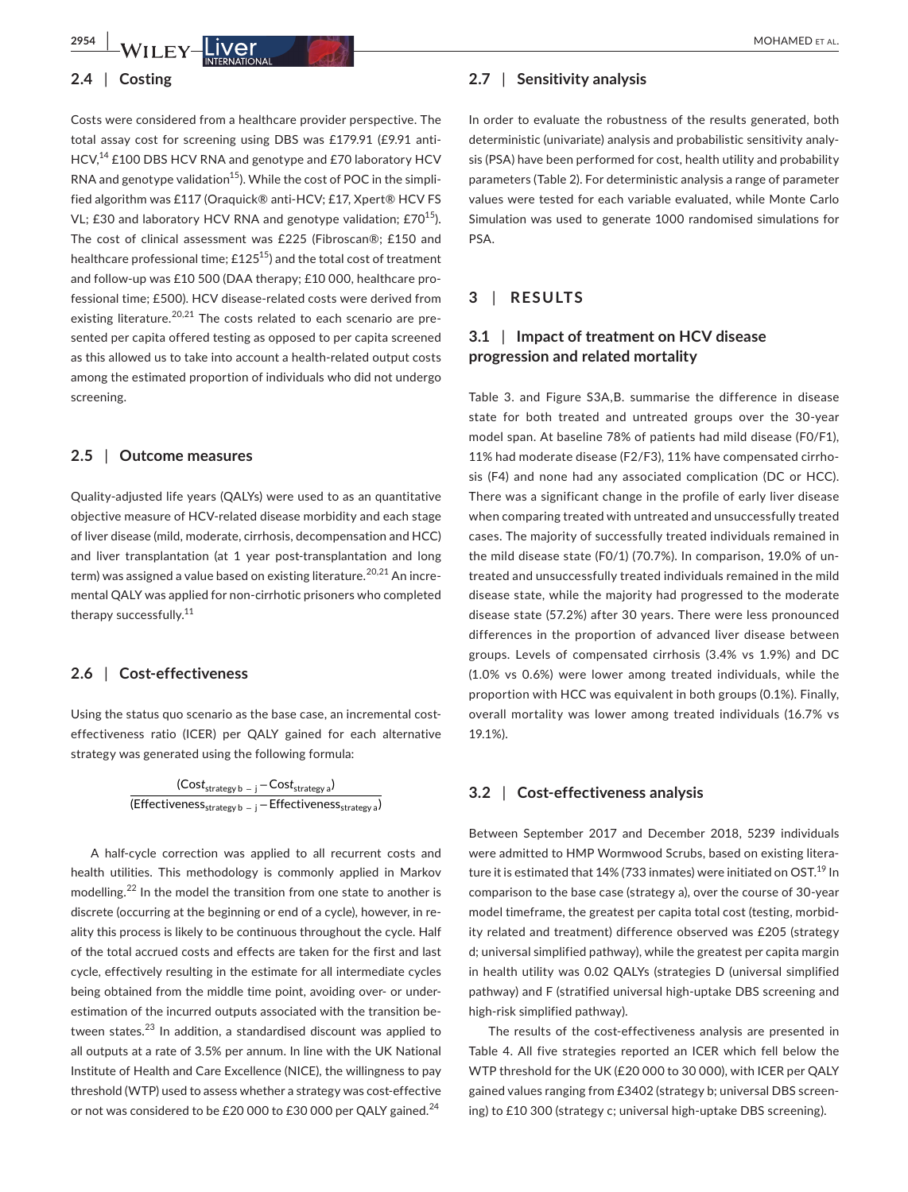### 2.4 | Costing

Costs were considered from a healthcare provider perspective. The total assay cost for screening using DBS was £179.91 (£9.91 anti-HCV,[14] £100 DBS HCV RNA and genotype and £70 laboratory HCV RNA and genotype validation[15]). While the cost of POC in the simplified algorithm was £117 (Oraquick® anti-HCV; £17, Xpert® HCV FS VL; £30 and laboratory HCV RNA and genotype validation; £70[15]). The cost of clinical assessment was £225 (Fibroscan®; £150 and healthcare professional time; £125[15]) and the total cost of treatment and follow-up was £10 500 (DAA therapy; £10 000, healthcare professional time; £500). HCV disease-related costs were derived from existing literature.[20,21] The costs related to each scenario are presented per capita offered testing as opposed to per capita screened as this allowed us to take into account a health-related output costs among the estimated proportion of individuals who did not undergo screening.

### 2.5 | Outcome measures

Quality-adjusted life years (QALYs) were used to as an quantitative objective measure of HCV-related disease morbidity and each stage of liver disease (mild, moderate, cirrhosis, decompensation and HCC) and liver transplantation (at 1 year post-transplantation and long term) was assigned a value based on existing literature.[20,21] An incremental QALY was applied for non-cirrhotic prisoners who completed therapy successfully.[11]

### 2.6 | Cost-effectiveness

Using the status quo scenario as the base case, an incremental cost-effectiveness ratio (ICER) per QALY gained for each alternative strategy was generated using the following formula:

$$\frac{(\text{Cost}_{\text{strategy b} - \text{j}} - \text{Cost}_{\text{strategy a}})}{(\text{Effectiveness}_{\text{strategy b} - \text{j}} - \text{Effectiveness}_{\text{strategy a}})}$$

A half-cycle correction was applied to all recurrent costs and health utilities. This methodology is commonly applied in Markov modelling.[22] In the model the transition from one state to another is discrete (occurring at the beginning or end of a cycle), however, in reality this process is likely to be continuous throughout the cycle. Half of the total accrued costs and effects are taken for the first and last cycle, effectively resulting in the estimate for all intermediate cycles being obtained from the middle time point, avoiding over- or under-estimation of the incurred outputs associated with the transition between states.[23] In addition, a standardised discount was applied to all outputs at a rate of 3.5% per annum. In line with the UK National Institute of Health and Care Excellence (NICE), the willingness to pay threshold (WTP) used to assess whether a strategy was cost-effective or not was considered to be £20 000 to £30 000 per QALY gained.[24]

### 2.7 | Sensitivity analysis

In order to evaluate the robustness of the results generated, both deterministic (univariate) analysis and probabilistic sensitivity analysis (PSA) have been performed for cost, health utility and probability parameters (Table 2). For deterministic analysis a range of parameter values were tested for each variable evaluated, while Monte Carlo Simulation was used to generate 1000 randomised simulations for PSA.

## 3 | RESULTS

### 3.1 | Impact of treatment on HCV disease progression and related mortality

Table 3. and Figure S3A,B. summarise the difference in disease state for both treated and untreated groups over the 30-year model span. At baseline 78% of patients had mild disease (F0/F1), 11% had moderate disease (F2/F3), 11% have compensated cirrhosis (F4) and none had any associated complication (DC or HCC). There was a significant change in the profile of early liver disease when comparing treated with untreated and unsuccessfully treated cases. The majority of successfully treated individuals remained in the mild disease state (F0/1) (70.7%). In comparison, 19.0% of untreated and unsuccessfully treated individuals remained in the mild disease state, while the majority had progressed to the moderate disease state (57.2%) after 30 years. There were less pronounced differences in the proportion of advanced liver disease between groups. Levels of compensated cirrhosis (3.4% vs 1.9%) and DC (1.0% vs 0.6%) were lower among treated individuals, while the proportion with HCC was equivalent in both groups (0.1%). Finally, overall mortality was lower among treated individuals (16.7% vs 19.1%).

### 3.2 | Cost-effectiveness analysis

Between September 2017 and December 2018, 5239 individuals were admitted to HMP Wormwood Scrubs, based on existing literature it is estimated that 14% (733 inmates) were initiated on OST.[19] In comparison to the base case (strategy a), over the course of 30-year model timeframe, the greatest per capita total cost (testing, morbidity related and treatment) difference observed was £205 (strategy d; universal simplified pathway), while the greatest per capita margin in health utility was 0.02 QALYs (strategies D (universal simplified pathway) and F (stratified universal high-uptake DBS screening and high-risk simplified pathway).

The results of the cost-effectiveness analysis are presented in Table 4. All five strategies reported an ICER which fell below the WTP threshold for the UK (£20 000 to 30 000), with ICER per QALY gained values ranging from £3402 (strategy b; universal DBS screening) to £10 300 (strategy c; universal high-uptake DBS screening).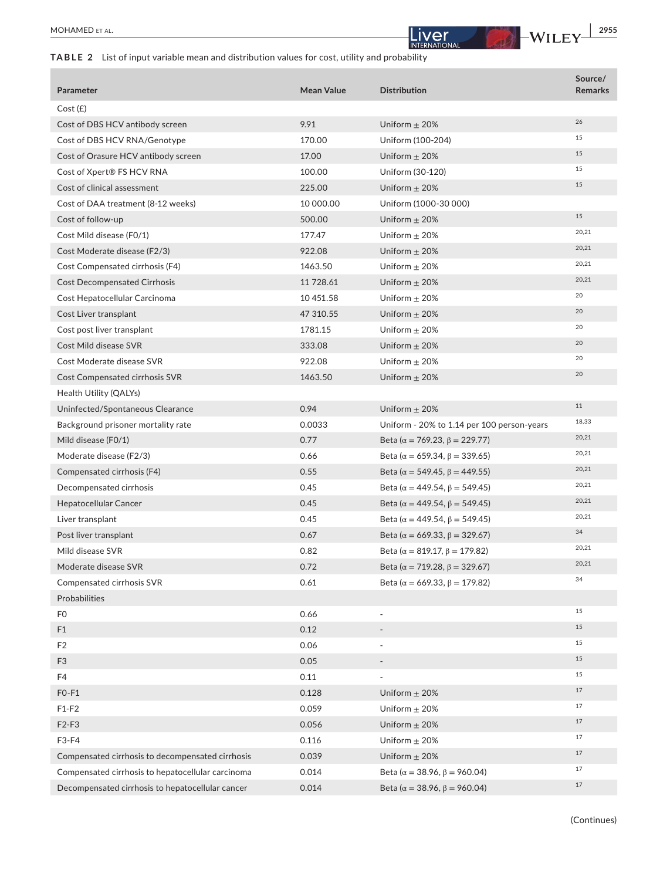**TABLE 2** List of input variable mean and distribution values for cost, utility and probability

| Parameter | Mean Value | Distribution | Source/ Remarks |
|---|---|---|---|
| Cost (£) | | | |
| Cost of DBS HCV antibody screen | 9.91 | Uniform ± 20% | 26 |
| Cost of DBS HCV RNA/Genotype | 170.00 | Uniform (100-204) | 15 |
| Cost of Orasure HCV antibody screen | 17.00 | Uniform ± 20% | 15 |
| Cost of Xpert® FS HCV RNA | 100.00 | Uniform (30-120) | 15 |
| Cost of clinical assessment | 225.00 | Uniform ± 20% | 15 |
| Cost of DAA treatment (8-12 weeks) | 10 000.00 | Uniform (1000-30 000) | |
| Cost of follow-up | 500.00 | Uniform ± 20% | 15 |
| Cost Mild disease (F0/1) | 177.47 | Uniform ± 20% | 20,21 |
| Cost Moderate disease (F2/3) | 922.08 | Uniform ± 20% | 20,21 |
| Cost Compensated cirrhosis (F4) | 1463.50 | Uniform ± 20% | 20,21 |
| Cost Decompensated Cirrhosis | 11 728.61 | Uniform ± 20% | 20,21 |
| Cost Hepatocellular Carcinoma | 10 451.58 | Uniform ± 20% | 20 |
| Cost Liver transplant | 47 310.55 | Uniform ± 20% | 20 |
| Cost post liver transplant | 1781.15 | Uniform ± 20% | 20 |
| Cost Mild disease SVR | 333.08 | Uniform ± 20% | 20 |
| Cost Moderate disease SVR | 922.08 | Uniform ± 20% | 20 |
| Cost Compensated cirrhosis SVR | 1463.50 | Uniform ± 20% | 20 |
| Health Utility (QALYs) | | | |
| Uninfected/Spontaneous Clearance | 0.94 | Uniform ± 20% | 11 |
| Background prisoner mortality rate | 0.0033 | Uniform - 20% to 1.14 per 100 person-years | 18,33 |
| Mild disease (F0/1) | 0.77 | Beta ($\alpha = 769.23$, $\beta = 229.77$) | 20,21 |
| Moderate disease (F2/3) | 0.66 | Beta ($\alpha = 659.34$, $\beta = 339.65$) | 20,21 |
| Compensated cirrhosis (F4) | 0.55 | Beta ($\alpha = 549.45$, $\beta = 449.55$) | 20,21 |
| Decompensated cirrhosis | 0.45 | Beta ($\alpha = 449.54$, $\beta = 549.45$) | 20,21 |
| Hepatocellular Cancer | 0.45 | Beta ($\alpha = 449.54$, $\beta = 549.45$) | 20,21 |
| Liver transplant | 0.45 | Beta ($\alpha = 449.54$, $\beta = 549.45$) | 20,21 |
| Post liver transplant | 0.67 | Beta ($\alpha = 669.33$, $\beta = 329.67$) | 34 |
| Mild disease SVR | 0.82 | Beta ($\alpha = 819.17$, $\beta = 179.82$) | 20,21 |
| Moderate disease SVR | 0.72 | Beta ($\alpha = 719.28$, $\beta = 329.67$) | 20,21 |
| Compensated cirrhosis SVR | 0.61 | Beta ($\alpha = 669.33$, $\beta = 179.82$) | 34 |
| Probabilities | | | |
| F0 | 0.66 | - | 15 |
| F1 | 0.12 | - | 15 |
| F2 | 0.06 | - | 15 |
| F3 | 0.05 | - | 15 |
| F4 | 0.11 | - | 15 |
| F0-F1 | 0.128 | Uniform ± 20% | 17 |
| F1-F2 | 0.059 | Uniform ± 20% | 17 |
| F2-F3 | 0.056 | Uniform ± 20% | 17 |
| F3-F4 | 0.116 | Uniform ± 20% | 17 |
| Compensated cirrhosis to decompensated cirrhosis | 0.039 | Uniform ± 20% | 17 |
| Compensated cirrhosis to hepatocellular carcinoma | 0.014 | Beta ($\alpha = 38.96$, $\beta = 960.04$) | 17 |
| Decompensated cirrhosis to hepatocellular cancer | 0.014 | Beta ($\alpha = 38.96$, $\beta = 960.04$) | 17 |

(Continues)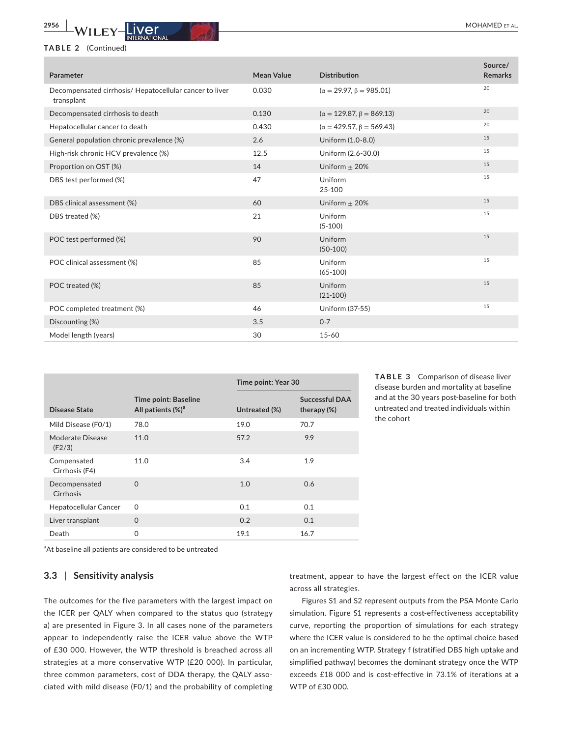**TABLE 2** (Continued)

| Parameter | Mean Value | Distribution | Source/ Remarks |
|---|---|---|---|
| Decompensated cirrhosis/ Hepatocellular cancer to liver transplant | 0.030 | ($\alpha = 29.97$, $\beta = 985.01$) | 20 |
| Decompensated cirrhosis to death | 0.130 | ($\alpha = 129.87$, $\beta = 869.13$) | 20 |
| Hepatocellular cancer to death | 0.430 | ($\alpha = 429.57$, $\beta = 569.43$) | 20 |
| General population chronic prevalence (%) | 2.6 | Uniform (1.0-8.0) | 15 |
| High-risk chronic HCV prevalence (%) | 12.5 | Uniform (2.6-30.0) | 15 |
| Proportion on OST (%) | 14 | Uniform ± 20% | 15 |
| DBS test performed (%) | 47 | Uniform 25-100 | 15 |
| DBS clinical assessment (%) | 60 | Uniform ± 20% | 15 |
| DBS treated (%) | 21 | Uniform (5-100) | 15 |
| POC test performed (%) | 90 | Uniform (50-100) | 15 |
| POC clinical assessment (%) | 85 | Uniform (65-100) | 15 |
| POC treated (%) | 85 | Uniform (21-100) | 15 |
| POC completed treatment (%) | 46 | Uniform (37-55) | 15 |
| Discounting (%) | 3.5 | 0-7 | |
| Model length (years) | 30 | 15-60 | |

**TABLE 3** Comparison of disease liver disease burden and mortality at baseline and at the 30 years post-baseline for both untreated and treated individuals within the cohort

| Disease State | Time point: Baseline All patients (%)[a] | Time point: Year 30 | |
|---|---|---|---|
| | | Untreated (%) | Successful DAA therapy (%) |
| Mild Disease (F0/1) | 78.0 | 19.0 | 70.7 |
| Moderate Disease (F2/3) | 11.0 | 57.2 | 9.9 |
| Compensated Cirrhosis (F4) | 11.0 | 3.4 | 1.9 |
| Decompensated Cirrhosis | 0 | 1.0 | 0.6 |
| Hepatocellular Cancer | 0 | 0.1 | 0.1 |
| Liver transplant | 0 | 0.2 | 0.1 |
| Death | 0 | 19.1 | 16.7 |

[a]At baseline all patients are considered to be untreated

## 3.3 | Sensitivity analysis

The outcomes for the five parameters with the largest impact on the ICER per QALY when compared to the status quo (strategy a) are presented in Figure 3. In all cases none of the parameters appear to independently raise the ICER value above the WTP of £30 000. However, the WTP threshold is breached across all strategies at a more conservative WTP (£20 000). In particular, three common parameters, cost of DDA therapy, the QALY associated with mild disease (F0/1) and the probability of completing treatment, appear to have the largest effect on the ICER value across all strategies.

Figures S1 and S2 represent outputs from the PSA Monte Carlo simulation. Figure S1 represents a cost-effectiveness acceptability curve, reporting the proportion of simulations for each strategy where the ICER value is considered to be the optimal choice based on an incrementing WTP. Strategy f (stratified DBS high uptake and simplified pathway) becomes the dominant strategy once the WTP exceeds £18 000 and is cost-effective in 73.1% of iterations at a WTP of £30 000.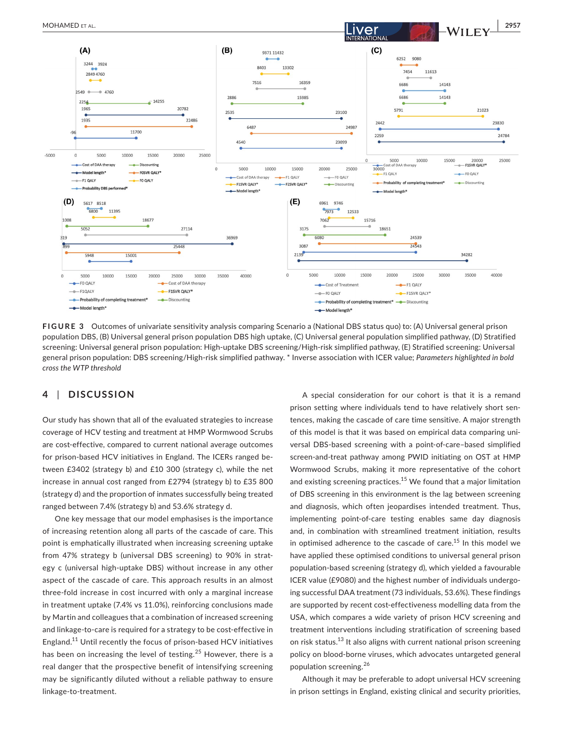**FIGURE 3** Outcomes of univariate sensitivity analysis comparing Scenario a (National DBS status quo) to: (A) Universal general prison population DBS, (B) Universal general prison population DBS high uptake, (C) Universal general population simplified pathway, (D) Stratified screening: Universal general prison population: High-uptake DBS screening/High-risk simplified pathway, (E) Stratified screening: Universal general prison population: DBS screening/High-risk simplified pathway. * Inverse association with ICER value; *Parameters highlighted in bold cross the WTP threshold*

## 4 | DISCUSSION

Our study has shown that all of the evaluated strategies to increase coverage of HCV testing and treatment at HMP Wormwood Scrubs are cost-effective, compared to current national average outcomes for prison-based HCV initiatives in England. The ICERs ranged between £3402 (strategy b) and £10 300 (strategy c), while the net increase in annual cost ranged from £2794 (strategy b) to £35 800 (strategy d) and the proportion of inmates successfully being treated ranged between 7.4% (strategy b) and 53.6% strategy d.

One key message that our model emphasises is the importance of increasing retention along all parts of the cascade of care. This point is emphatically illustrated when increasing screening uptake from 47% strategy b (universal DBS screening) to 90% in strategy c (universal high-uptake DBS) without increase in any other aspect of the cascade of care. This approach results in an almost three-fold increase in cost incurred with only a marginal increase in treatment uptake (7.4% vs 11.0%), reinforcing conclusions made by Martin and colleagues that a combination of increased screening and linkage-to-care is required for a strategy to be cost-effective in England.[11] Until recently the focus of prison-based HCV initiatives has been on increasing the level of testing.[25] However, there is a real danger that the prospective benefit of intensifying screening may be significantly diluted without a reliable pathway to ensure linkage-to-treatment.

A special consideration for our cohort is that it is a remand prison setting where individuals tend to have relatively short sentences, making the cascade of care time sensitive. A major strength of this model is that it was based on empirical data comparing universal DBS-based screening with a point-of-care–based simplified screen-and-treat pathway among PWID initiating on OST at HMP Wormwood Scrubs, making it more representative of the cohort and existing screening practices.[15] We found that a major limitation of DBS screening in this environment is the lag between screening and diagnosis, which often jeopardises intended treatment. Thus, implementing point-of-care testing enables same day diagnosis and, in combination with streamlined treatment initiation, results in optimised adherence to the cascade of care.[15] In this model we have applied these optimised conditions to universal general prison population-based screening (strategy d), which yielded a favourable ICER value (£9080) and the highest number of individuals undergoing successful DAA treatment (73 individuals, 53.6%). These findings are supported by recent cost-effectiveness modelling data from the USA, which compares a wide variety of prison HCV screening and treatment interventions including stratification of screening based on risk status.[13] It also aligns with current national prison screening policy on blood-borne viruses, which advocates untargeted general population screening.[26]

Although it may be preferable to adopt universal HCV screening in prison settings in England, existing clinical and security priorities,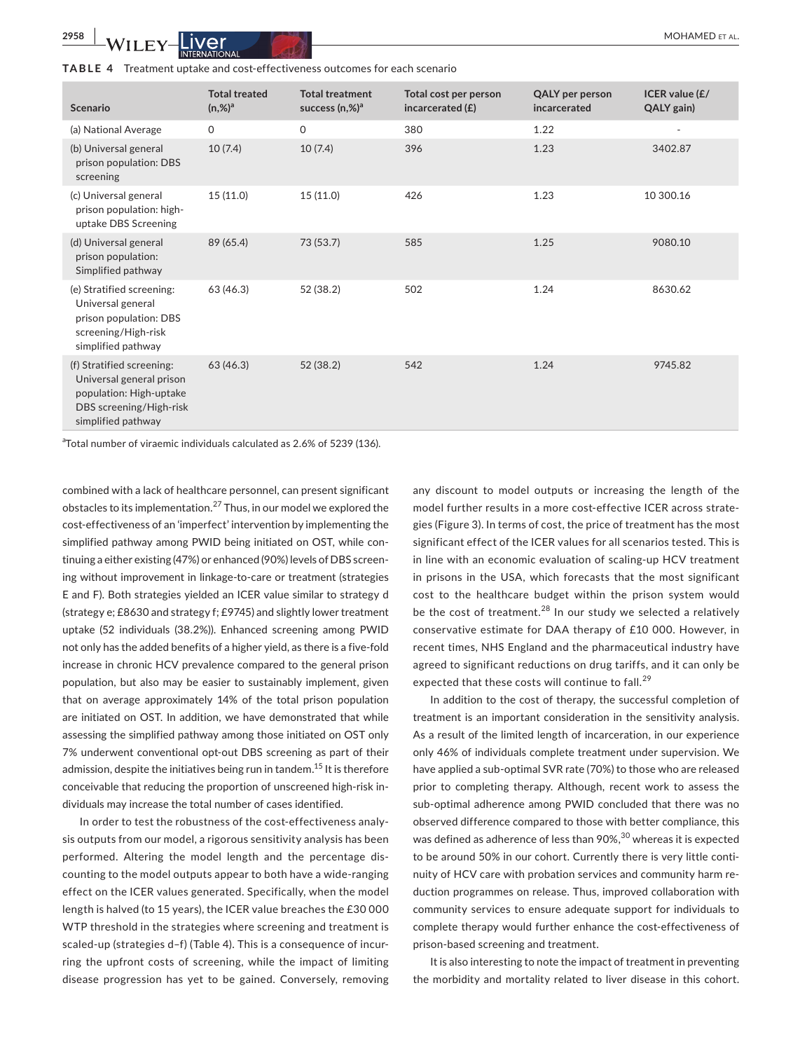**TABLE 4** Treatment uptake and cost-effectiveness outcomes for each scenario

| Scenario | Total treated (n,%)[a] | Total treatment success (n,%)[a] | Total cost per person incarcerated (£) | QALY per person incarcerated | ICER value (£/QALY gain) |
|---|---|---|---|---|---|
| (a) National Average | 0 | 0 | 380 | 1.22 | - |
| (b) Universal general prison population: DBS screening | 10 (7.4) | 10 (7.4) | 396 | 1.23 | 3402.87 |
| (c) Universal general prison population: high-uptake DBS Screening | 15 (11.0) | 15 (11.0) | 426 | 1.23 | 10 300.16 |
| (d) Universal general prison population: Simplified pathway | 89 (65.4) | 73 (53.7) | 585 | 1.25 | 9080.10 |
| (e) Stratified screening: Universal general prison population: DBS screening/High-risk simplified pathway | 63 (46.3) | 52 (38.2) | 502 | 1.24 | 8630.62 |
| (f) Stratified screening: Universal general prison population: High-uptake DBS screening/High-risk simplified pathway | 63 (46.3) | 52 (38.2) | 542 | 1.24 | 9745.82 |

[a]Total number of viraemic individuals calculated as 2.6% of 5239 (136).

combined with a lack of healthcare personnel, can present significant obstacles to its implementation.[27] Thus, in our model we explored the cost-effectiveness of an 'imperfect' intervention by implementing the simplified pathway among PWID being initiated on OST, while continuing a either existing (47%) or enhanced (90%) levels of DBS screening without improvement in linkage-to-care or treatment (strategies E and F). Both strategies yielded an ICER value similar to strategy d (strategy e; £8630 and strategy f; £9745) and slightly lower treatment uptake (52 individuals (38.2%)). Enhanced screening among PWID not only has the added benefits of a higher yield, as there is a five-fold increase in chronic HCV prevalence compared to the general prison population, but also may be easier to sustainably implement, given that on average approximately 14% of the total prison population are initiated on OST. In addition, we have demonstrated that while assessing the simplified pathway among those initiated on OST only 7% underwent conventional opt-out DBS screening as part of their admission, despite the initiatives being run in tandem.[15] It is therefore conceivable that reducing the proportion of unscreened high-risk individuals may increase the total number of cases identified.

In order to test the robustness of the cost-effectiveness analysis outputs from our model, a rigorous sensitivity analysis has been performed. Altering the model length and the percentage discounting to the model outputs appear to both have a wide-ranging effect on the ICER values generated. Specifically, when the model length is halved (to 15 years), the ICER value breaches the £30 000 WTP threshold in the strategies where screening and treatment is scaled-up (strategies d–f) (Table 4). This is a consequence of incurring the upfront costs of screening, while the impact of limiting disease progression has yet to be gained. Conversely, removing any discount to model outputs or increasing the length of the model further results in a more cost-effective ICER across strategies (Figure 3). In terms of cost, the price of treatment has the most significant effect of the ICER values for all scenarios tested. This is in line with an economic evaluation of scaling-up HCV treatment in prisons in the USA, which forecasts that the most significant cost to the healthcare budget within the prison system would be the cost of treatment.[28] In our study we selected a relatively conservative estimate for DAA therapy of £10 000. However, in recent times, NHS England and the pharmaceutical industry have agreed to significant reductions on drug tariffs, and it can only be expected that these costs will continue to fall.[29]

In addition to the cost of therapy, the successful completion of treatment is an important consideration in the sensitivity analysis. As a result of the limited length of incarceration, in our experience only 46% of individuals complete treatment under supervision. We have applied a sub-optimal SVR rate (70%) to those who are released prior to completing therapy. Although, recent work to assess the sub-optimal adherence among PWID concluded that there was no observed difference compared to those with better compliance, this was defined as adherence of less than 90%,[30] whereas it is expected to be around 50% in our cohort. Currently there is very little continuity of HCV care with probation services and community harm reduction programmes on release. Thus, improved collaboration with community services to ensure adequate support for individuals to complete therapy would further enhance the cost-effectiveness of prison-based screening and treatment.

It is also interesting to note the impact of treatment in preventing the morbidity and mortality related to liver disease in this cohort.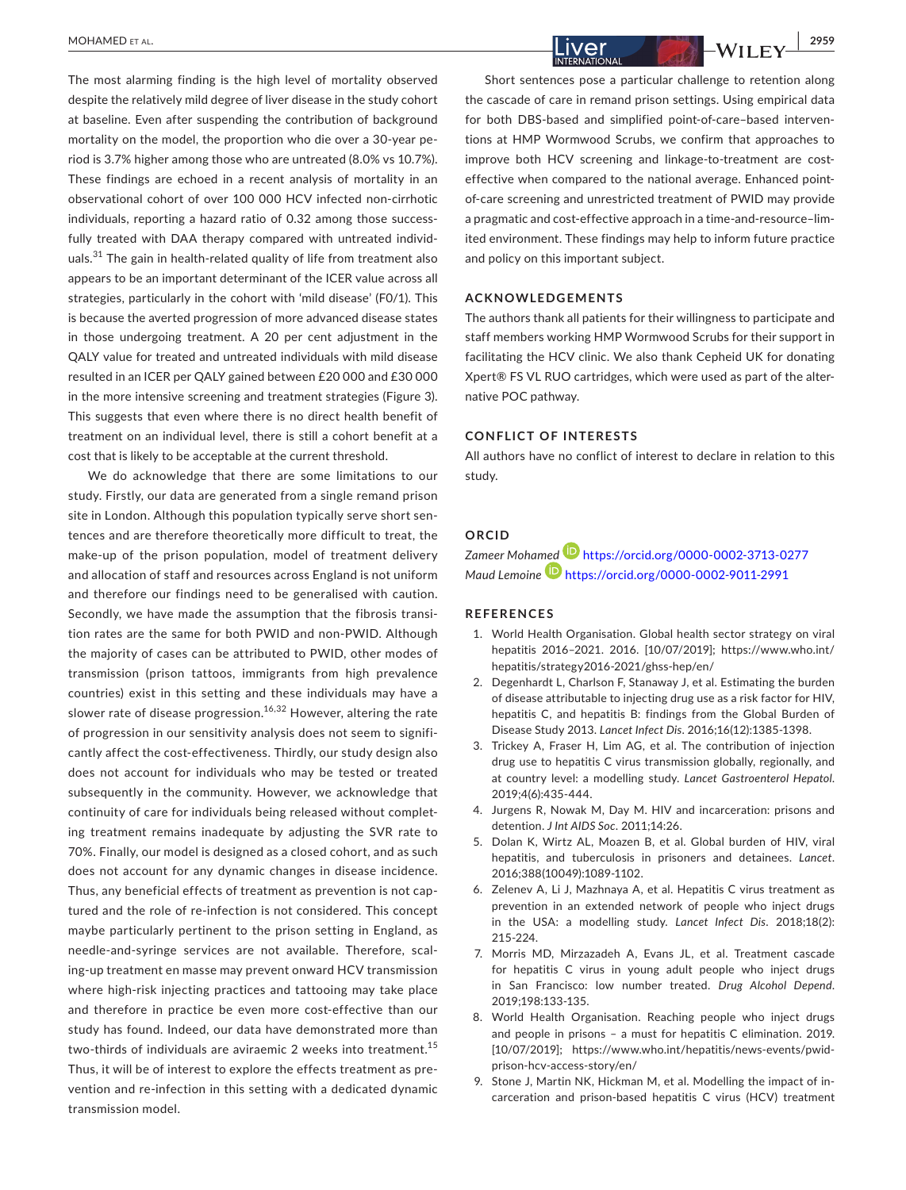The most alarming finding is the high level of mortality observed despite the relatively mild degree of liver disease in the study cohort at baseline. Even after suspending the contribution of background mortality on the model, the proportion who die over a 30-year period is 3.7% higher among those who are untreated (8.0% vs 10.7%). These findings are echoed in a recent analysis of mortality in an observational cohort of over 100 000 HCV infected non-cirrhotic individuals, reporting a hazard ratio of 0.32 among those successfully treated with DAA therapy compared with untreated individuals.[31] The gain in health-related quality of life from treatment also appears to be an important determinant of the ICER value across all strategies, particularly in the cohort with 'mild disease' (F0/1). This is because the averted progression of more advanced disease states in those undergoing treatment. A 20 per cent adjustment in the QALY value for treated and untreated individuals with mild disease resulted in an ICER per QALY gained between £20 000 and £30 000 in the more intensive screening and treatment strategies (Figure 3). This suggests that even where there is no direct health benefit of treatment on an individual level, there is still a cohort benefit at a cost that is likely to be acceptable at the current threshold.

We do acknowledge that there are some limitations to our study. Firstly, our data are generated from a single remand prison site in London. Although this population typically serve short sentences and are therefore theoretically more difficult to treat, the make-up of the prison population, model of treatment delivery and allocation of staff and resources across England is not uniform and therefore our findings need to be generalised with caution. Secondly, we have made the assumption that the fibrosis transition rates are the same for both PWID and non-PWID. Although the majority of cases can be attributed to PWID, other modes of transmission (prison tattoos, immigrants from high prevalence countries) exist in this setting and these individuals may have a slower rate of disease progression.[16,32] However, altering the rate of progression in our sensitivity analysis does not seem to significantly affect the cost-effectiveness. Thirdly, our study design also does not account for individuals who may be tested or treated subsequently in the community. However, we acknowledge that continuity of care for individuals being released without completing treatment remains inadequate by adjusting the SVR rate to 70%. Finally, our model is designed as a closed cohort, and as such does not account for any dynamic changes in disease incidence. Thus, any beneficial effects of treatment as prevention is not captured and the role of re-infection is not considered. This concept maybe particularly pertinent to the prison setting in England, as needle-and-syringe services are not available. Therefore, scaling-up treatment en masse may prevent onward HCV transmission where high-risk injecting practices and tattooing may take place and therefore in practice be even more cost-effective than our study has found. Indeed, our data have demonstrated more than two-thirds of individuals are aviraemic 2 weeks into treatment.[15] Thus, it will be of interest to explore the effects treatment as prevention and re-infection in this setting with a dedicated dynamic transmission model.

Short sentences pose a particular challenge to retention along the cascade of care in remand prison settings. Using empirical data for both DBS-based and simplified point-of-care–based interventions at HMP Wormwood Scrubs, we confirm that approaches to improve both HCV screening and linkage-to-treatment are cost-effective when compared to the national average. Enhanced point-of-care screening and unrestricted treatment of PWID may provide a pragmatic and cost-effective approach in a time-and-resource–limited environment. These findings may help to inform future practice and policy on this important subject.

## ACKNOWLEDGEMENTS

The authors thank all patients for their willingness to participate and staff members working HMP Wormwood Scrubs for their support in facilitating the HCV clinic. We also thank Cepheid UK for donating Xpert® FS VL RUO cartridges, which were used as part of the alternative POC pathway.

## CONFLICT OF INTERESTS

All authors have no conflict of interest to declare in relation to this study.

## ORCID

*Zameer Mohamed* https://orcid.org/0000-0002-3713-0277
*Maud Lemoine* https://orcid.org/0000-0002-9011-2991

## REFERENCES

1. World Health Organisation. Global health sector strategy on viral hepatitis 2016–2021. 2016. [10/07/2019]; https://www.who.int/hepatitis/strategy2016-2021/ghss-hep/en/
2. Degenhardt L, Charlson F, Stanaway J, et al. Estimating the burden of disease attributable to injecting drug use as a risk factor for HIV, hepatitis C, and hepatitis B: findings from the Global Burden of Disease Study 2013. *Lancet Infect Dis*. 2016;16(12):1385-1398.
3. Trickey A, Fraser H, Lim AG, et al. The contribution of injection drug use to hepatitis C virus transmission globally, regionally, and at country level: a modelling study. *Lancet Gastroenterol Hepatol*. 2019;4(6):435-444.
4. Jurgens R, Nowak M, Day M. HIV and incarceration: prisons and detention. *J Int AIDS Soc*. 2011;14:26.
5. Dolan K, Wirtz AL, Moazen B, et al. Global burden of HIV, viral hepatitis, and tuberculosis in prisoners and detainees. *Lancet*. 2016;388(10049):1089-1102.
6. Zelenev A, Li J, Mazhnaya A, et al. Hepatitis C virus treatment as prevention in an extended network of people who inject drugs in the USA: a modelling study. *Lancet Infect Dis*. 2018;18(2):215-224.
7. Morris MD, Mirzazadeh A, Evans JL, et al. Treatment cascade for hepatitis C virus in young adult people who inject drugs in San Francisco: low number treated. *Drug Alcohol Depend*. 2019;198:133-135.
8. World Health Organisation. Reaching people who inject drugs and people in prisons – a must for hepatitis C elimination. 2019. [10/07/2019]; https://www.who.int/hepatitis/news-events/pwid-prison-hcv-access-story/en/
9. Stone J, Martin NK, Hickman M, et al. Modelling the impact of incarceration and prison-based hepatitis C virus (HCV) treatment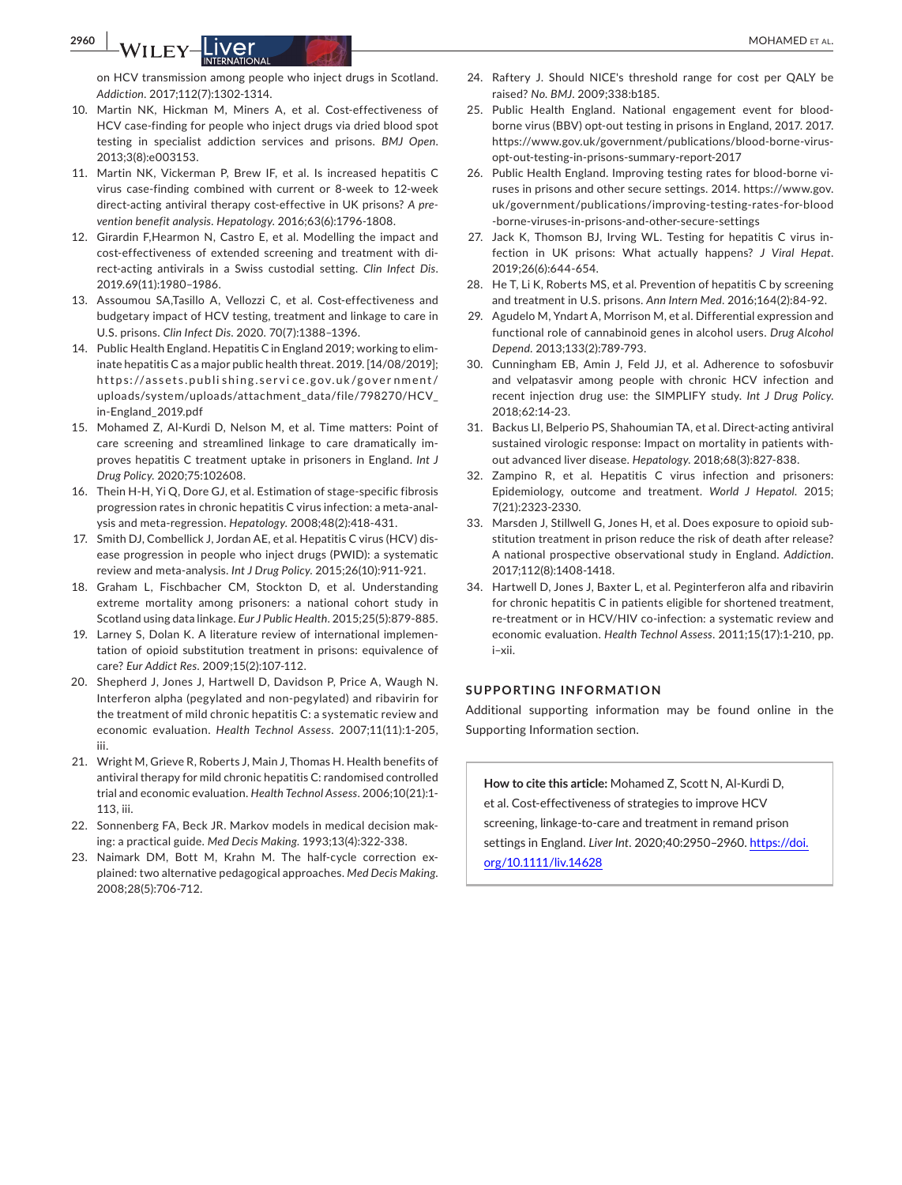on HCV transmission among people who inject drugs in Scotland. *Addiction*. 2017;112(7):1302-1314.

10. Martin NK, Hickman M, Miners A, et al. Cost-effectiveness of HCV case-finding for people who inject drugs via dried blood spot testing in specialist addiction services and prisons. *BMJ Open*. 2013;3(8):e003153.
11. Martin NK, Vickerman P, Brew IF, et al. Is increased hepatitis C virus case-finding combined with current or 8-week to 12-week direct-acting antiviral therapy cost-effective in UK prisons? *A prevention benefit analysis. Hepatology*. 2016;63(6):1796-1808.
12. Girardin F,Hearmon N, Castro E, et al. Modelling the impact and cost-effectiveness of extended screening and treatment with direct-acting antivirals in a Swiss custodial setting. *Clin Infect Dis*. 2019.69(11):1980–1986.
13. Assoumou SA,Tasillo A, Vellozzi C, et al. Cost-effectiveness and budgetary impact of HCV testing, treatment and linkage to care in U.S. prisons. *Clin Infect Dis*. 2020. 70(7):1388–1396.
14. Public Health England. Hepatitis C in England 2019; working to eliminate hepatitis C as a major public health threat. 2019. [14/08/2019]; https://assets.publishing.service.gov.uk/government/uploads/system/uploads/attachment_data/file/798270/HCV_in-England_2019.pdf
15. Mohamed Z, Al-Kurdi D, Nelson M, et al. Time matters: Point of care screening and streamlined linkage to care dramatically improves hepatitis C treatment uptake in prisoners in England. *Int J Drug Policy*. 2020;75:102608.
16. Thein H-H, Yi Q, Dore GJ, et al. Estimation of stage-specific fibrosis progression rates in chronic hepatitis C virus infection: a meta-analysis and meta-regression. *Hepatology*. 2008;48(2):418-431.
17. Smith DJ, Combellick J, Jordan AE, et al. Hepatitis C virus (HCV) disease progression in people who inject drugs (PWID): a systematic review and meta-analysis. *Int J Drug Policy*. 2015;26(10):911-921.
18. Graham L, Fischbacher CM, Stockton D, et al. Understanding extreme mortality among prisoners: a national cohort study in Scotland using data linkage. *Eur J Public Health*. 2015;25(5):879-885.
19. Larney S, Dolan K. A literature review of international implementation of opioid substitution treatment in prisons: equivalence of care? *Eur Addict Res*. 2009;15(2):107-112.
20. Shepherd J, Jones J, Hartwell D, Davidson P, Price A, Waugh N. Interferon alpha (pegylated and non-pegylated) and ribavirin for the treatment of mild chronic hepatitis C: a systematic review and economic evaluation. *Health Technol Assess*. 2007;11(11):1-205, iii.
21. Wright M, Grieve R, Roberts J, Main J, Thomas H. Health benefits of antiviral therapy for mild chronic hepatitis C: randomised controlled trial and economic evaluation. *Health Technol Assess*. 2006;10(21):1-113, iii.
22. Sonnenberg FA, Beck JR. Markov models in medical decision making: a practical guide. *Med Decis Making*. 1993;13(4):322-338.
23. Naimark DM, Bott M, Krahn M. The half-cycle correction explained: two alternative pedagogical approaches. *Med Decis Making*. 2008;28(5):706-712.
24. Raftery J. Should NICE's threshold range for cost per QALY be raised? *No. BMJ*. 2009;338:b185.
25. Public Health England. National engagement event for blood-borne virus (BBV) opt-out testing in prisons in England, 2017. 2017. https://www.gov.uk/government/publications/blood-borne-virus-opt-out-testing-in-prisons-summary-report-2017
26. Public Health England. Improving testing rates for blood-borne viruses in prisons and other secure settings. 2014. https://www.gov.uk/government/publications/improving-testing-rates-for-blood-borne-viruses-in-prisons-and-other-secure-settings
27. Jack K, Thomson BJ, Irving WL. Testing for hepatitis C virus infection in UK prisons: What actually happens? *J Viral Hepat*. 2019;26(6):644-654.
28. He T, Li K, Roberts MS, et al. Prevention of hepatitis C by screening and treatment in U.S. prisons. *Ann Intern Med*. 2016;164(2):84-92.
29. Agudelo M, Yndart A, Morrison M, et al. Differential expression and functional role of cannabinoid genes in alcohol users. *Drug Alcohol Depend*. 2013;133(2):789-793.
30. Cunningham EB, Amin J, Feld JJ, et al. Adherence to sofosbuvir and velpatasvir among people with chronic HCV infection and recent injection drug use: the SIMPLIFY study. *Int J Drug Policy*. 2018;62:14-23.
31. Backus LI, Belperio PS, Shahoumian TA, et al. Direct-acting antiviral sustained virologic response: Impact on mortality in patients without advanced liver disease. *Hepatology*. 2018;68(3):827-838.
32. Zampino R, et al. Hepatitis C virus infection and prisoners: Epidemiology, outcome and treatment. *World J Hepatol*. 2015; 7(21):2323-2330.
33. Marsden J, Stillwell G, Jones H, et al. Does exposure to opioid substitution treatment in prison reduce the risk of death after release? A national prospective observational study in England. *Addiction*. 2017;112(8):1408-1418.
34. Hartwell D, Jones J, Baxter L, et al. Peginterferon alfa and ribavirin for chronic hepatitis C in patients eligible for shortened treatment, re-treatment or in HCV/HIV co-infection: a systematic review and economic evaluation. *Health Technol Assess*. 2011;15(17):1-210, pp. i–xii.

## SUPPORTING INFORMATION

Additional supporting information may be found online in the Supporting Information section.

**How to cite this article:** Mohamed Z, Scott N, Al-Kurdi D, et al. Cost-effectiveness of strategies to improve HCV screening, linkage-to-care and treatment in remand prison settings in England. *Liver Int*. 2020;40:2950–2960. https://doi.org/10.1111/liv.14628